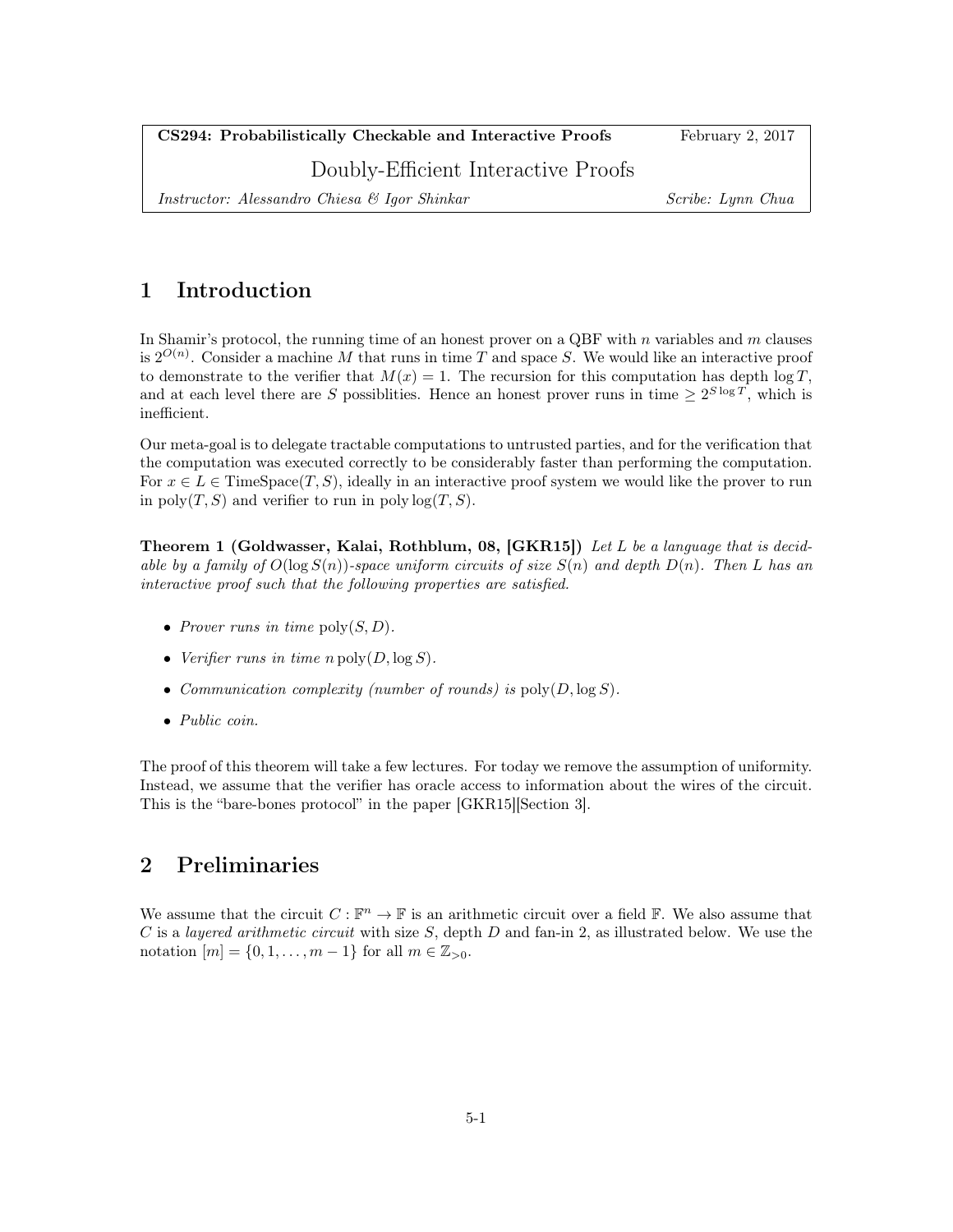| **CS294: Probabilistically Checkable and Interactive Proofs** | February 2, 2017 |
|---|---|
| Doubly-Efficient Interactive Proofs | |
| *Instructor: Alessandro Chiesa & Igor Shinkar* | *Scribe: Lynn Chua* |

# 1 Introduction

In Shamir's protocol, the running time of an honest prover on a QBF with $n$ variables and $m$ clauses is $2^{O(n)}$. Consider a machine $M$ that runs in time $T$ and space $S$. We would like an interactive proof to demonstrate to the verifier that $M(x) = 1$. The recursion for this computation has depth $\log T$, and at each level there are $S$ possiblities. Hence an honest prover runs in time $\geq 2^{S \log T}$, which is inefficient.

Our meta-goal is to delegate tractable computations to untrusted parties, and for the verification that the computation was executed correctly to be considerably faster than performing the computation. For $x \in L \in \text{TimeSpace}(T, S)$, ideally in an interactive proof system we would like the prover to run in $\text{poly}(T, S)$ and verifier to run in $\text{poly}\log(T, S)$.

**Theorem 1 (Goldwasser, Kalai, Rothblum, 08, [GKR15])** *Let $L$ be a language that is decidable by a family of $O(\log S(n))$-space uniform circuits of size $S(n)$ and depth $D(n)$. Then $L$ has an interactive proof such that the following properties are satisfied.*

- *Prover runs in time $\text{poly}(S, D)$.*
- *Verifier runs in time $n\,\text{poly}(D, \log S)$.*
- *Communication complexity (number of rounds) is $\text{poly}(D, \log S)$.*
- *Public coin.*

The proof of this theorem will take a few lectures. For today we remove the assumption of uniformity. Instead, we assume that the verifier has oracle access to information about the wires of the circuit. This is the "bare-bones protocol" in the paper [GKR15][Section 3].

# 2 Preliminaries

We assume that the circuit $C : \mathbb{F}^n \to \mathbb{F}$ is an arithmetic circuit over a field $\mathbb{F}$. We also assume that $C$ is a *layered arithmetic circuit* with size $S$, depth $D$ and fan-in 2, as illustrated below. We use the notation $[m] = \{0, 1, \ldots, m-1\}$ for all $m \in \mathbb{Z}_{>0}$.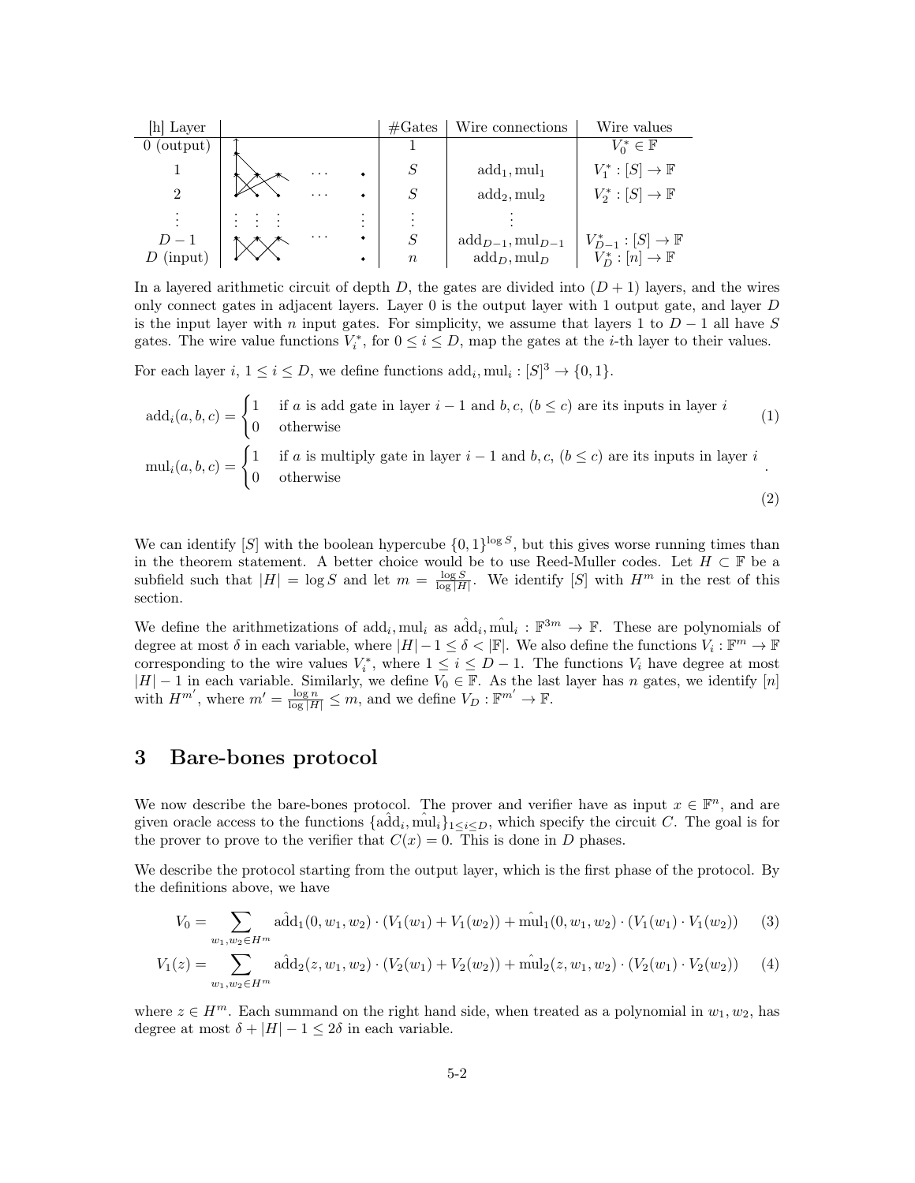| [h] Layer | | #Gates | Wire connections | Wire values |
|---|---|---|---|---|
| 0 (output) | | 1 | | $V_0^* \in \mathbb{F}$ |
| 1 | $\cdots$ | $S$ | $\text{add}_1, \text{mul}_1$ | $V_1^* : [S] \to \mathbb{F}$ |
| 2 | $\cdots$ | $S$ | $\text{add}_2, \text{mul}_2$ | $V_2^* : [S] \to \mathbb{F}$ |
| $\vdots$ | $\vdots$ | $\vdots$ | $\vdots$ | |
| $D-1$ | $\cdots$ | $S$ | $\text{add}_{D-1}, \text{mul}_{D-1}$ | $V_{D-1}^* : [S] \to \mathbb{F}$ |
| $D$ (input) | | $n$ | $\text{add}_D, \text{mul}_D$ | $V_D^* : [n] \to \mathbb{F}$ |

In a layered arithmetic circuit of depth $D$, the gates are divided into $(D+1)$ layers, and the wires only connect gates in adjacent layers. Layer 0 is the output layer with 1 output gate, and layer $D$ is the input layer with $n$ input gates. For simplicity, we assume that layers 1 to $D-1$ all have $S$ gates. The wire value functions $V_i^*$, for $0 \le i \le D$, map the gates at the $i$-th layer to their values.

For each layer $i$, $1 \le i \le D$, we define functions $\text{add}_i, \text{mul}_i : [S]^3 \to \{0, 1\}$.

$$\text{add}_i(a, b, c) = \begin{cases} 1 & \text{if } a \text{ is add gate in layer } i-1 \text{ and } b, c, \, (b \le c) \text{ are its inputs in layer } i \\ 0 & \text{otherwise} \end{cases} \tag{1}$$

$$\text{mul}_i(a, b, c) = \begin{cases} 1 & \text{if } a \text{ is multiply gate in layer } i-1 \text{ and } b, c, \, (b \le c) \text{ are its inputs in layer } i \\ 0 & \text{otherwise} \end{cases} . \tag{2}$$

We can identify $[S]$ with the boolean hypercube $\{0,1\}^{\log S}$, but this gives worse running times than in the theorem statement. A better choice would be to use Reed-Muller codes. Let $H \subset \mathbb{F}$ be a subfield such that $|H| = \log S$ and let $m = \frac{\log S}{\log |H|}$. We identify $[S]$ with $H^m$ in the rest of this section.

We define the arithmetizations of $\text{add}_i, \text{mul}_i$ as $\hat{\text{add}}_i, \hat{\text{mul}}_i : \mathbb{F}^{3m} \to \mathbb{F}$. These are polynomials of degree at most $\delta$ in each variable, where $|H| - 1 \le \delta < |\mathbb{F}|$. We also define the functions $V_i : \mathbb{F}^m \to \mathbb{F}$ corresponding to the wire values $V_i^*$, where $1 \le i \le D-1$. The functions $V_i$ have degree at most $|H| - 1$ in each variable. Similarly, we define $V_0 \in \mathbb{F}$. As the last layer has $n$ gates, we identify $[n]$ with $H^{m'}$, where $m' = \frac{\log n}{\log |H|} \le m$, and we define $V_D : \mathbb{F}^{m'} \to \mathbb{F}$.

# 3 Bare-bones protocol

We now describe the bare-bones protocol. The prover and verifier have as input $x \in \mathbb{F}^n$, and are given oracle access to the functions $\{\hat{\text{add}}_i, \hat{\text{mul}}_i\}_{1 \le i \le D}$, which specify the circuit $C$. The goal is for the prover to prove to the verifier that $C(x) = 0$. This is done in $D$ phases.

We describe the protocol starting from the output layer, which is the first phase of the protocol. By the definitions above, we have

$$V_0 = \sum_{w_1, w_2 \in H^m} \hat{\text{add}}_1(0, w_1, w_2) \cdot (V_1(w_1) + V_1(w_2)) + \hat{\text{mul}}_1(0, w_1, w_2) \cdot (V_1(w_1) \cdot V_1(w_2)) \tag{3}$$

$$V_1(z) = \sum_{w_1, w_2 \in H^m} \hat{\text{add}}_2(z, w_1, w_2) \cdot (V_2(w_1) + V_2(w_2)) + \hat{\text{mul}}_2(z, w_1, w_2) \cdot (V_2(w_1) \cdot V_2(w_2)) \tag{4}$$

where $z \in H^m$. Each summand on the right hand side, when treated as a polynomial in $w_1, w_2$, has degree at most $\delta + |H| - 1 \le 2\delta$ in each variable.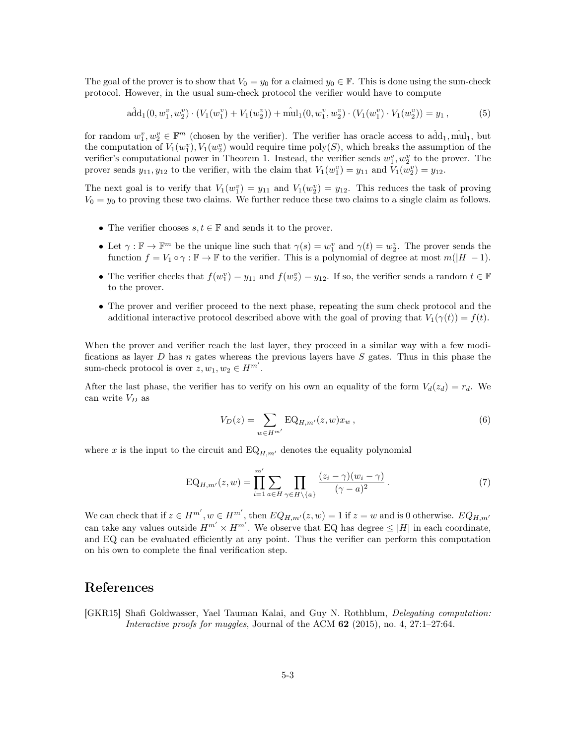The goal of the prover is to show that $V_0 = y_0$ for a claimed $y_0 \in \mathbb{F}$. This is done using the sum-check protocol. However, in the usual sum-check protocol the verifier would have to compute

$$\hat{\text{add}}_1(0, w_1^v, w_2^v) \cdot (V_1(w_1^v) + V_1(w_2^v)) + \hat{\text{mul}}_1(0, w_1^v, w_2^v) \cdot (V_1(w_1^v) \cdot V_1(w_2^v)) = y_1 , \tag{5}$$

for random $w_1^v, w_2^v \in \mathbb{F}^m$ (chosen by the verifier). The verifier has oracle access to $\hat{\text{add}}_1, \hat{\text{mul}}_1$, but the computation of $V_1(w_1^v), V_1(w_2^v)$ would require time poly$(S)$, which breaks the assumption of the verifier's computational power in Theorem 1. Instead, the verifier sends $w_1^v, w_2^v$ to the prover. The prover sends $y_{11}, y_{12}$ to the verifier, with the claim that $V_1(w_1^v) = y_{11}$ and $V_1(w_2^v) = y_{12}$.

The next goal is to verify that $V_1(w_1^v) = y_{11}$ and $V_1(w_2^v) = y_{12}$. This reduces the task of proving $V_0 = y_0$ to proving these two claims. We further reduce these two claims to a single claim as follows.

- The verifier chooses $s, t \in \mathbb{F}$ and sends it to the prover.
- Let $\gamma : \mathbb{F} \to \mathbb{F}^m$ be the unique line such that $\gamma(s) = w_1^v$ and $\gamma(t) = w_2^v$. The prover sends the function $f = V_1 \circ \gamma : \mathbb{F} \to \mathbb{F}$ to the verifier. This is a polynomial of degree at most $m(|H| - 1)$.
- The verifier checks that $f(w_1^v) = y_{11}$ and $f(w_2^v) = y_{12}$. If so, the verifier sends a random $t \in \mathbb{F}$ to the prover.
- The prover and verifier proceed to the next phase, repeating the sum check protocol and the additional interactive protocol described above with the goal of proving that $V_1(\gamma(t)) = f(t)$.

When the prover and verifier reach the last layer, they proceed in a similar way with a few modifications as layer $D$ has $n$ gates whereas the previous layers have $S$ gates. Thus in this phase the sum-check protocol is over $z, w_1, w_2 \in H^{m'}$.

After the last phase, the verifier has to verify on his own an equality of the form $V_d(z_d) = r_d$. We can write $V_D$ as

$$V_D(z) = \sum_{w \in H^{m'}} \text{EQ}_{H,m'}(z, w) x_w , \tag{6}$$

where $x$ is the input to the circuit and $\text{EQ}_{H,m'}$ denotes the equality polynomial

$$\text{EQ}_{H,m'}(z, w) = \prod_{i=1}^{m'} \sum_{a \in H} \prod_{\gamma \in H \setminus \{a\}} \frac{(z_i - \gamma)(w_i - \gamma)}{(\gamma - a)^2} . \tag{7}$$

We can check that if $z \in H^{m'}, w \in H^{m'}$, then $EQ_{H,m'}(z, w) = 1$ if $z = w$ and is 0 otherwise. $EQ_{H,m'}$ can take any values outside $H^{m'} \times H^{m'}$. We observe that EQ has degree $\leq |H|$ in each coordinate, and EQ can be evaluated efficiently at any point. Thus the verifier can perform this computation on his own to complete the final verification step.

## References

[GKR15] Shafi Goldwasser, Yael Tauman Kalai, and Guy N. Rothblum, *Delegating computation: Interactive proofs for muggles*, Journal of the ACM **62** (2015), no. 4, 27:1–27:64.